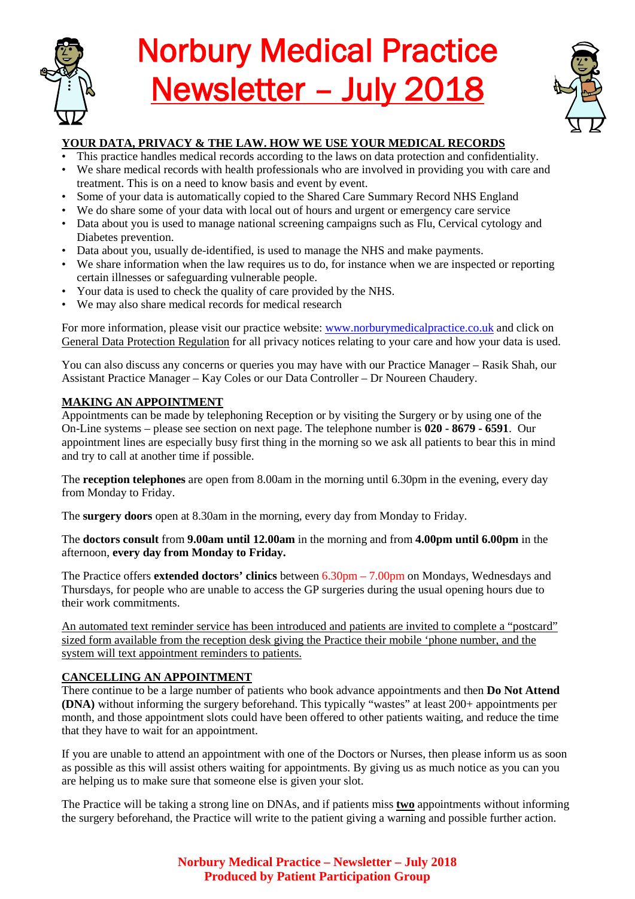# Norbury Medical Practice Newsletter – July 2018

## YOUR DATA, PRIVACY & THE LAW. HOW WE USE YOUR MEDICAL RECORDS

- This practice handles medical records according to the laws on data protection and confidentiality.
- We share medical records with health professionals who are involved in providing you with care and treatment. This is on a need to know basis and event by event.
- Some of your data is automatically copied to the Shared Care Summary Record NHS England
- We do share some of your data with local out of hours and urgent or emergency care service
- Data about you is used to manage national screening campaigns such as Flu, Cervical cytology and Diabetes prevention.
- Data about you, usually de-identified, is used to manage the NHS and make payments.
- We share information when the law requires us to do, for instance when we are inspected or reporting certain illnesses or safeguarding vulnerable people.
- Your data is used to check the quality of care provided by the NHS.
- We may also share medical records for medical research

For more information, please visit our practice website: www.norburymedicalpractice.co.uk and click on General Data Protection Regulation for all privacy notices relating to your care and how your data is used.

You can also discuss any concerns or queries you may have with our Practice Manager – Rasik Shah, our Assistant Practice Manager – Kay Coles or our Data Controller – Dr Noureen Chaudery.

## MAKING AN APPOINTMENT

Appointments can be made by telephoning Reception or by visiting the Surgery or by using one of the On-Line systems – please see section on next page. The telephone number is **020 - 8679 - 6591**. Our appointment lines are especially busy first thing in the morning so we ask all patients to bear this in mind and try to call at another time if possible.

The **reception telephones** are open from 8.00am in the morning until 6.30pm in the evening, every day from Monday to Friday.

The **surgery doors** open at 8.30am in the morning, every day from Monday to Friday.

The **doctors consult** from **9.00am until 12.00am** in the morning and from **4.00pm until 6.00pm** in the afternoon, **every day from Monday to Friday.**

The Practice offers **extended doctors' clinics** between 6.30pm – 7.00pm on Mondays, Wednesdays and Thursdays, for people who are unable to access the GP surgeries during the usual opening hours due to their work commitments.

An automated text reminder service has been introduced and patients are invited to complete a "postcard" sized form available from the reception desk giving the Practice their mobile 'phone number, and the system will text appointment reminders to patients.

## CANCELLING AN APPOINTMENT

There continue to be a large number of patients who book advance appointments and then **Do Not Attend (DNA)** without informing the surgery beforehand. This typically "wastes" at least 200+ appointments per month, and those appointment slots could have been offered to other patients waiting, and reduce the time that they have to wait for an appointment.

If you are unable to attend an appointment with one of the Doctors or Nurses, then please inform us as soon as possible as this will assist others waiting for appointments. By giving us as much notice as you can you are helping us to make sure that someone else is given your slot.

The Practice will be taking a strong line on DNAs, and if patients miss **two** appointments without informing the surgery beforehand, the Practice will write to the patient giving a warning and possible further action.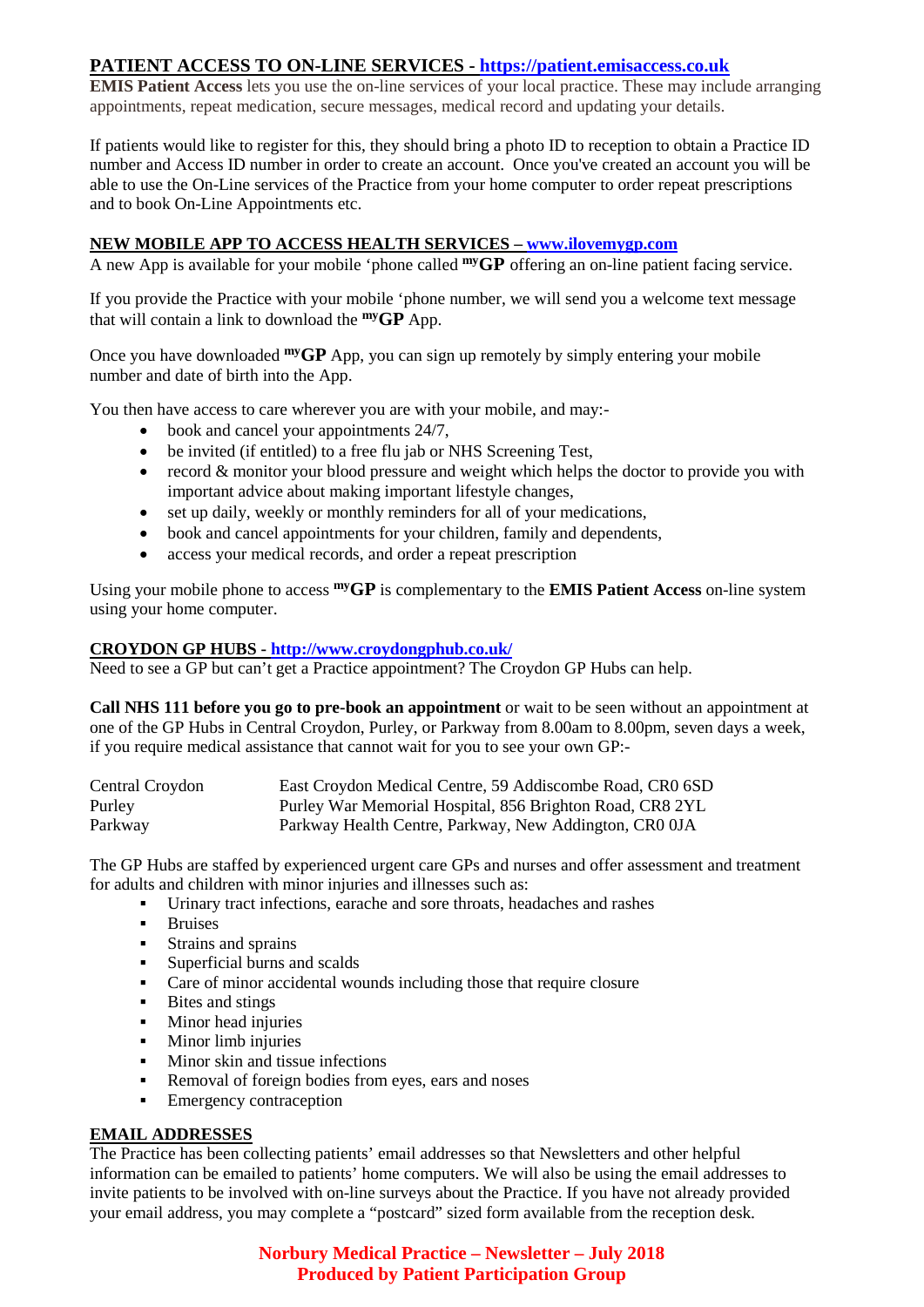## PATIENT ACCESS TO ON-LINE SERVICES - https://patient.emisaccess.co.uk

**EMIS Patient Access** lets you use the on-line services of your local practice. These may include arranging appointments, repeat medication, secure messages, medical record and updating your details.

If patients would like to register for this, they should bring a photo ID to reception to obtain a Practice ID number and Access ID number in order to create an account. Once you've created an account you will be able to use the On-Line services of the Practice from your home computer to order repeat prescriptions and to book On-Line Appointments etc.

## NEW MOBILE APP TO ACCESS HEALTH SERVICES – www.ilovemygp.com

A new App is available for your mobile 'phone called **myGP** offering an on-line patient facing service.

If you provide the Practice with your mobile 'phone number, we will send you a welcome text message that will contain a link to download the **myGP** App.

Once you have downloaded **myGP** App, you can sign up remotely by simply entering your mobile number and date of birth into the App.

You then have access to care wherever you are with your mobile, and may:-

- book and cancel your appointments 24/7,
- be invited (if entitled) to a free flu jab or NHS Screening Test,
- record & monitor your blood pressure and weight which helps the doctor to provide you with important advice about making important lifestyle changes,
- set up daily, weekly or monthly reminders for all of your medications,
- book and cancel appointments for your children, family and dependents,
- access your medical records, and order a repeat prescription

Using your mobile phone to access **myGP** is complementary to the **EMIS Patient Access** on-line system using your home computer.

## CROYDON GP HUBS - http://www.croydongphub.co.uk/

Need to see a GP but can't get a Practice appointment? The Croydon GP Hubs can help.

**Call NHS 111 before you go to pre-book an appointment** or wait to be seen without an appointment at one of the GP Hubs in Central Croydon, Purley, or Parkway from 8.00am to 8.00pm, seven days a week, if you require medical assistance that cannot wait for you to see your own GP:-

| | |
|---|---|
| Central Croydon | East Croydon Medical Centre, 59 Addiscombe Road, CR0 6SD |
| Purley | Purley War Memorial Hospital, 856 Brighton Road, CR8 2YL |
| Parkway | Parkway Health Centre, Parkway, New Addington, CR0 0JA |

The GP Hubs are staffed by experienced urgent care GPs and nurses and offer assessment and treatment for adults and children with minor injuries and illnesses such as:

- Urinary tract infections, earache and sore throats, headaches and rashes
- Bruises
- Strains and sprains
- Superficial burns and scalds
- Care of minor accidental wounds including those that require closure
- Bites and stings
- Minor head injuries
- Minor limb injuries
- Minor skin and tissue infections
- Removal of foreign bodies from eyes, ears and noses
- Emergency contraception

## EMAIL ADDRESSES

The Practice has been collecting patients' email addresses so that Newsletters and other helpful information can be emailed to patients' home computers. We will also be using the email addresses to invite patients to be involved with on-line surveys about the Practice. If you have not already provided your email address, you may complete a "postcard" sized form available from the reception desk.

**Norbury Medical Practice – Newsletter – July 2018**
**Produced by Patient Participation Group**